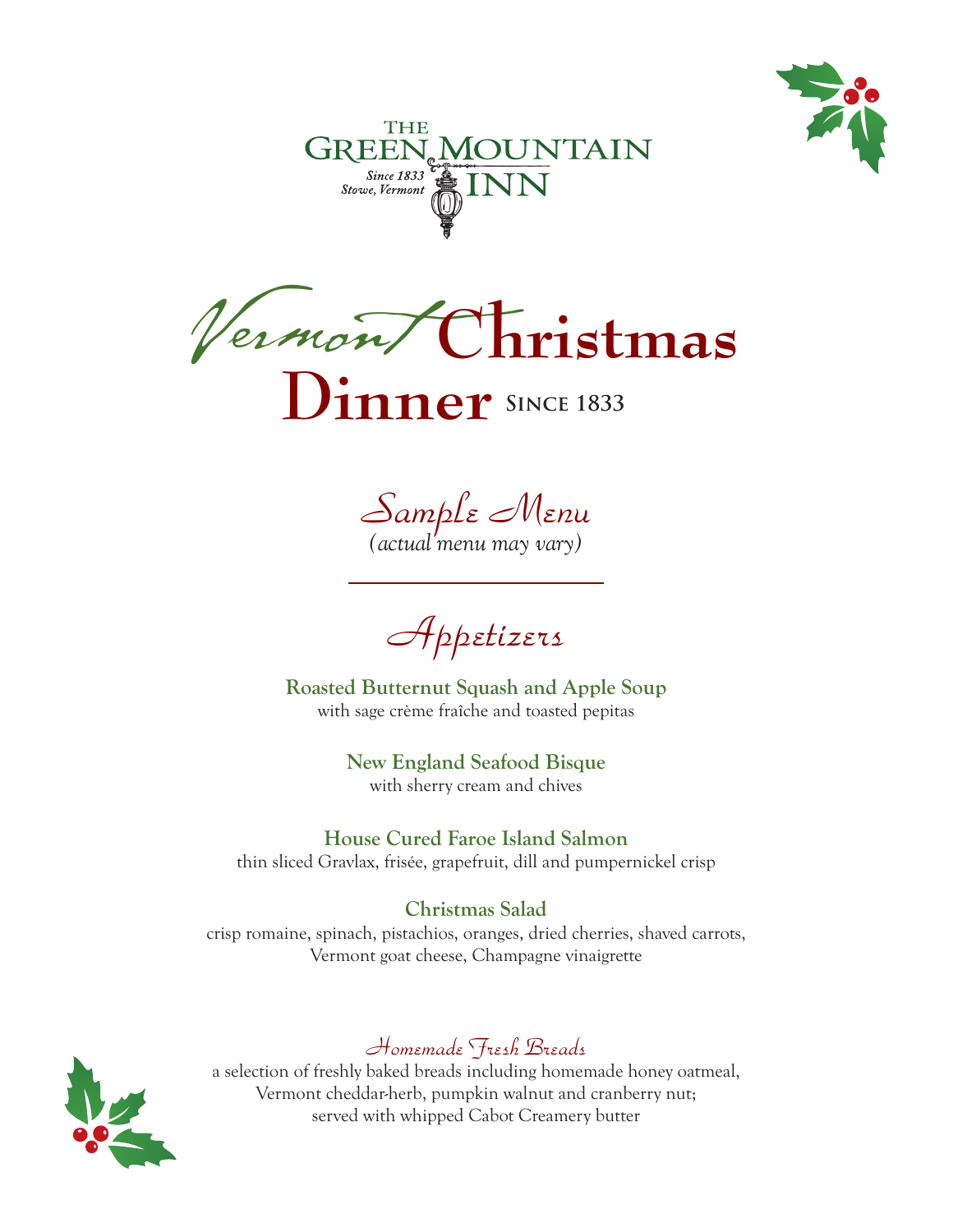THE GREEN MOUNTAIN INN

*Since 1833*
*Stowe, Vermont*

# Vermont Christmas Dinner Since 1833

## Sample Menu

*(actual menu may vary)*

---

## Appetizers

**Roasted Butternut Squash and Apple Soup**
with sage crème fraîche and toasted pepitas

**New England Seafood Bisque**
with sherry cream and chives

**House Cured Faroe Island Salmon**
thin sliced Gravlax, frisée, grapefruit, dill and pumpernickel crisp

**Christmas Salad**
crisp romaine, spinach, pistachios, oranges, dried cherries, shaved carrots, Vermont goat cheese, Champagne vinaigrette

### Homemade Fresh Breads

a selection of freshly baked breads including homemade honey oatmeal, Vermont cheddar-herb, pumpkin walnut and cranberry nut; served with whipped Cabot Creamery butter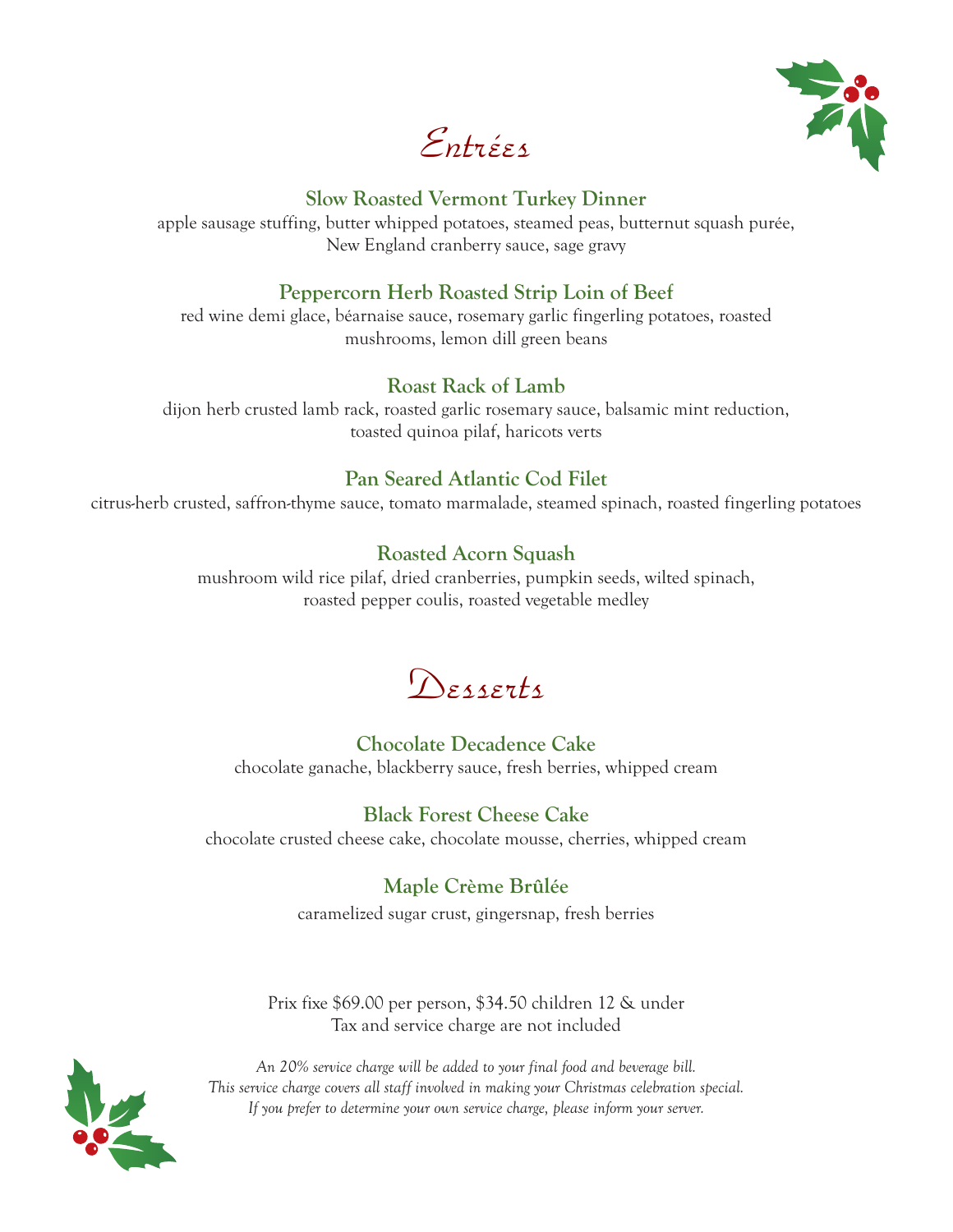# Entrées

### Slow Roasted Vermont Turkey Dinner

apple sausage stuffing, butter whipped potatoes, steamed peas, butternut squash purée, New England cranberry sauce, sage gravy

### Peppercorn Herb Roasted Strip Loin of Beef

red wine demi glace, béarnaise sauce, rosemary garlic fingerling potatoes, roasted mushrooms, lemon dill green beans

### Roast Rack of Lamb

dijon herb crusted lamb rack, roasted garlic rosemary sauce, balsamic mint reduction, toasted quinoa pilaf, haricots verts

### Pan Seared Atlantic Cod Filet

citrus-herb crusted, saffron-thyme sauce, tomato marmalade, steamed spinach, roasted fingerling potatoes

### Roasted Acorn Squash

mushroom wild rice pilaf, dried cranberries, pumpkin seeds, wilted spinach, roasted pepper coulis, roasted vegetable medley

# Desserts

### Chocolate Decadence Cake

chocolate ganache, blackberry sauce, fresh berries, whipped cream

### Black Forest Cheese Cake

chocolate crusted cheese cake, chocolate mousse, cherries, whipped cream

### Maple Crème Brûlée

caramelized sugar crust, gingersnap, fresh berries

Prix fixe $69.00 per person, $34.50 children 12 & under
Tax and service charge are not included

*An 20% service charge will be added to your final food and beverage bill.*
*This service charge covers all staff involved in making your Christmas celebration special.*
*If you prefer to determine your own service charge, please inform your server.*